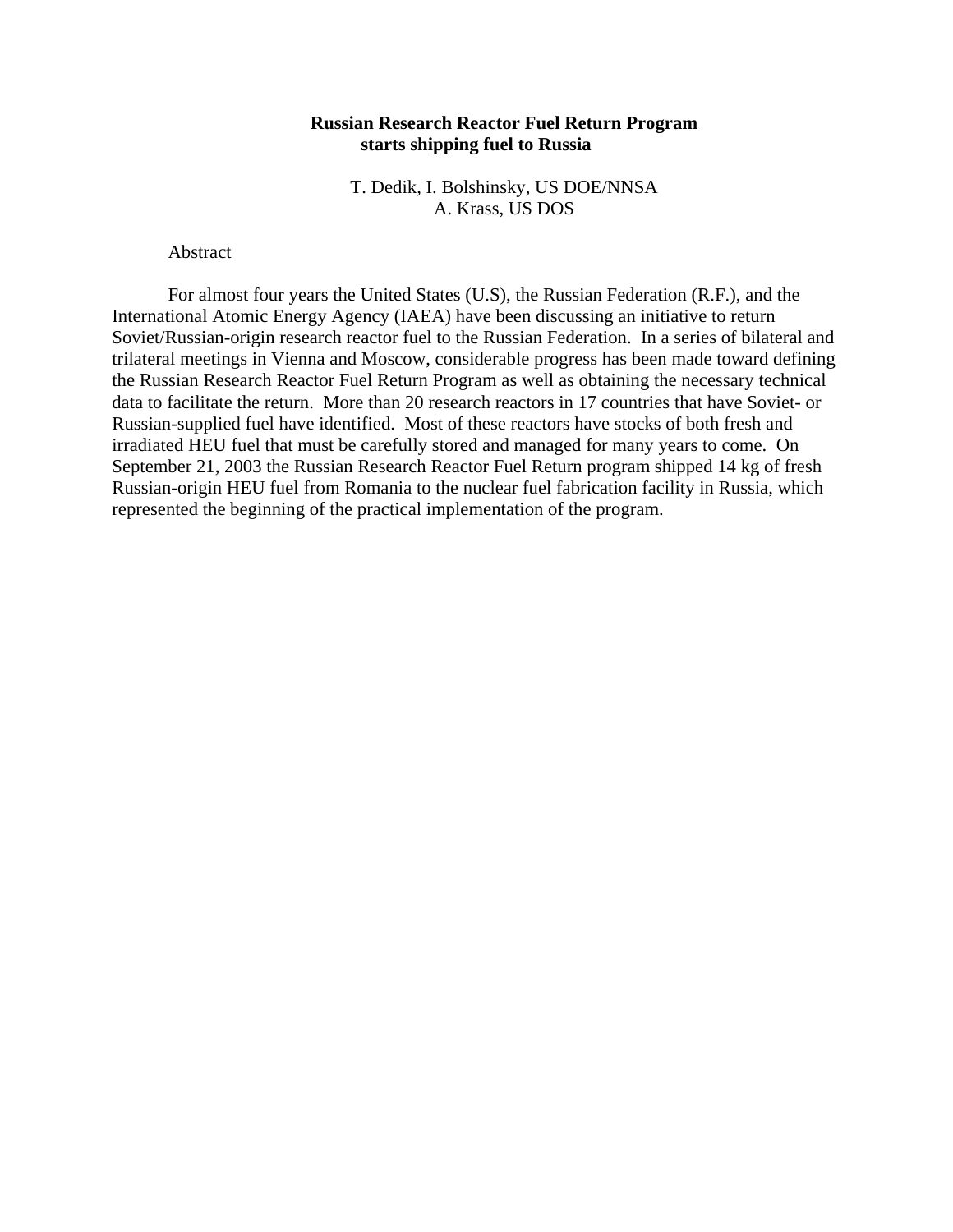# Russian Research Reactor Fuel Return Program starts shipping fuel to Russia

T. Dedik, I. Bolshinsky, US DOE/NNSA
A. Krass, US DOS

## Abstract

For almost four years the United States (U.S), the Russian Federation (R.F.), and the International Atomic Energy Agency (IAEA) have been discussing an initiative to return Soviet/Russian-origin research reactor fuel to the Russian Federation. In a series of bilateral and trilateral meetings in Vienna and Moscow, considerable progress has been made toward defining the Russian Research Reactor Fuel Return Program as well as obtaining the necessary technical data to facilitate the return. More than 20 research reactors in 17 countries that have Soviet- or Russian-supplied fuel have identified. Most of these reactors have stocks of both fresh and irradiated HEU fuel that must be carefully stored and managed for many years to come. On September 21, 2003 the Russian Research Reactor Fuel Return program shipped 14 kg of fresh Russian-origin HEU fuel from Romania to the nuclear fuel fabrication facility in Russia, which represented the beginning of the practical implementation of the program.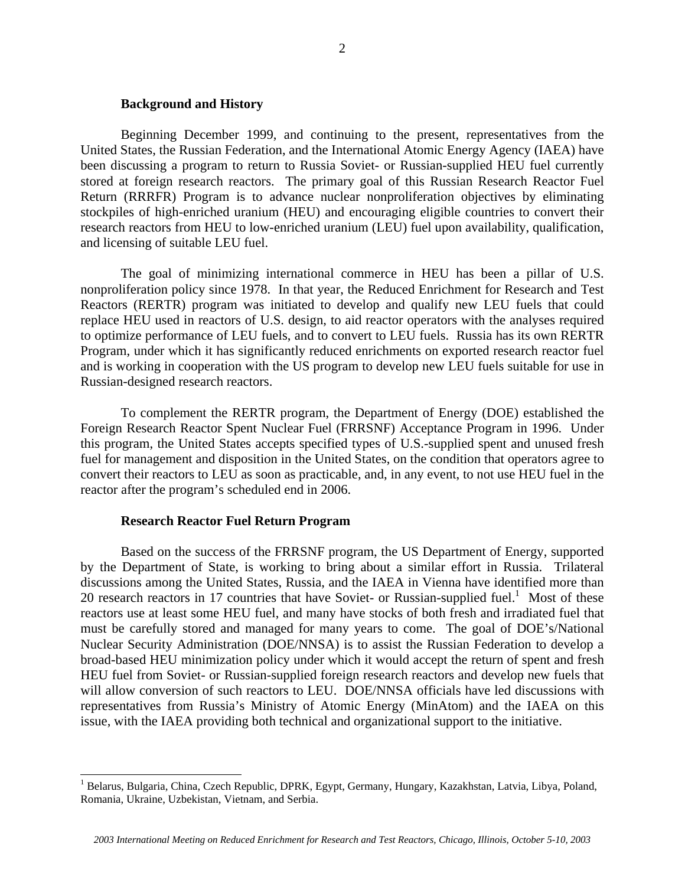### Background and History

Beginning December 1999, and continuing to the present, representatives from the United States, the Russian Federation, and the International Atomic Energy Agency (IAEA) have been discussing a program to return to Russia Soviet- or Russian-supplied HEU fuel currently stored at foreign research reactors. The primary goal of this Russian Research Reactor Fuel Return (RRRFR) Program is to advance nuclear nonproliferation objectives by eliminating stockpiles of high-enriched uranium (HEU) and encouraging eligible countries to convert their research reactors from HEU to low-enriched uranium (LEU) fuel upon availability, qualification, and licensing of suitable LEU fuel.

The goal of minimizing international commerce in HEU has been a pillar of U.S. nonproliferation policy since 1978. In that year, the Reduced Enrichment for Research and Test Reactors (RERTR) program was initiated to develop and qualify new LEU fuels that could replace HEU used in reactors of U.S. design, to aid reactor operators with the analyses required to optimize performance of LEU fuels, and to convert to LEU fuels. Russia has its own RERTR Program, under which it has significantly reduced enrichments on exported research reactor fuel and is working in cooperation with the US program to develop new LEU fuels suitable for use in Russian-designed research reactors.

To complement the RERTR program, the Department of Energy (DOE) established the Foreign Research Reactor Spent Nuclear Fuel (FRRSNF) Acceptance Program in 1996. Under this program, the United States accepts specified types of U.S.-supplied spent and unused fresh fuel for management and disposition in the United States, on the condition that operators agree to convert their reactors to LEU as soon as practicable, and, in any event, to not use HEU fuel in the reactor after the program's scheduled end in 2006.

### Research Reactor Fuel Return Program

Based on the success of the FRRSNF program, the US Department of Energy, supported by the Department of State, is working to bring about a similar effort in Russia. Trilateral discussions among the United States, Russia, and the IAEA in Vienna have identified more than 20 research reactors in 17 countries that have Soviet- or Russian-supplied fuel.[1] Most of these reactors use at least some HEU fuel, and many have stocks of both fresh and irradiated fuel that must be carefully stored and managed for many years to come. The goal of DOE's/National Nuclear Security Administration (DOE/NNSA) is to assist the Russian Federation to develop a broad-based HEU minimization policy under which it would accept the return of spent and fresh HEU fuel from Soviet- or Russian-supplied foreign research reactors and develop new fuels that will allow conversion of such reactors to LEU. DOE/NNSA officials have led discussions with representatives from Russia's Ministry of Atomic Energy (MinAtom) and the IAEA on this issue, with the IAEA providing both technical and organizational support to the initiative.

---

[1] Belarus, Bulgaria, China, Czech Republic, DPRK, Egypt, Germany, Hungary, Kazakhstan, Latvia, Libya, Poland, Romania, Ukraine, Uzbekistan, Vietnam, and Serbia.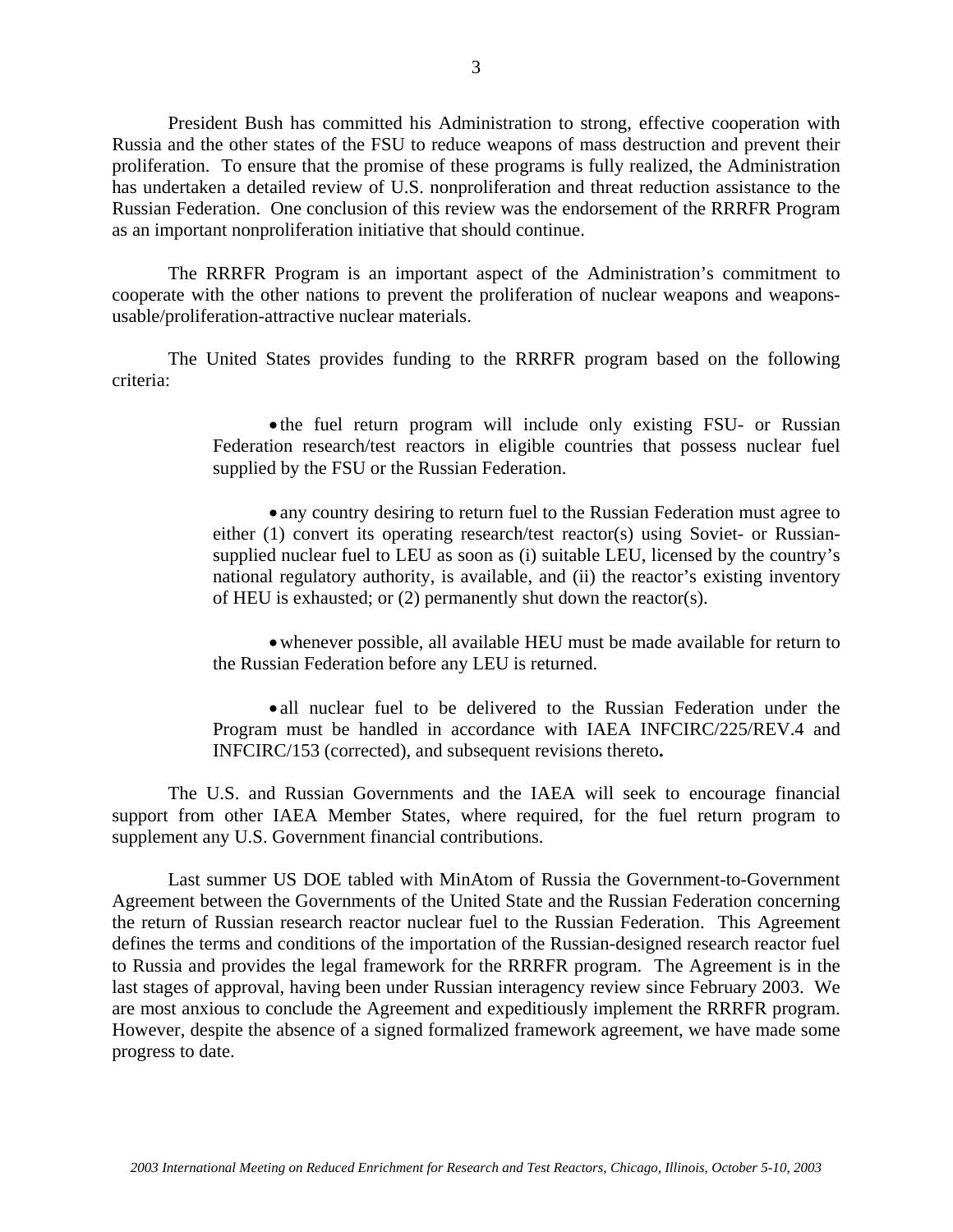President Bush has committed his Administration to strong, effective cooperation with Russia and the other states of the FSU to reduce weapons of mass destruction and prevent their proliferation. To ensure that the promise of these programs is fully realized, the Administration has undertaken a detailed review of U.S. nonproliferation and threat reduction assistance to the Russian Federation. One conclusion of this review was the endorsement of the RRRFR Program as an important nonproliferation initiative that should continue.

The RRRFR Program is an important aspect of the Administration's commitment to cooperate with the other nations to prevent the proliferation of nuclear weapons and weapons-usable/proliferation-attractive nuclear materials.

The United States provides funding to the RRRFR program based on the following criteria:

- the fuel return program will include only existing FSU- or Russian Federation research/test reactors in eligible countries that possess nuclear fuel supplied by the FSU or the Russian Federation.

- any country desiring to return fuel to the Russian Federation must agree to either (1) convert its operating research/test reactor(s) using Soviet- or Russian-supplied nuclear fuel to LEU as soon as (i) suitable LEU, licensed by the country's national regulatory authority, is available, and (ii) the reactor's existing inventory of HEU is exhausted; or (2) permanently shut down the reactor(s).

- whenever possible, all available HEU must be made available for return to the Russian Federation before any LEU is returned.

- all nuclear fuel to be delivered to the Russian Federation under the Program must be handled in accordance with IAEA INFCIRC/225/REV.4 and INFCIRC/153 (corrected), and subsequent revisions thereto**.**

The U.S. and Russian Governments and the IAEA will seek to encourage financial support from other IAEA Member States, where required, for the fuel return program to supplement any U.S. Government financial contributions.

Last summer US DOE tabled with MinAtom of Russia the Government-to-Government Agreement between the Governments of the United State and the Russian Federation concerning the return of Russian research reactor nuclear fuel to the Russian Federation. This Agreement defines the terms and conditions of the importation of the Russian-designed research reactor fuel to Russia and provides the legal framework for the RRRFR program. The Agreement is in the last stages of approval, having been under Russian interagency review since February 2003. We are most anxious to conclude the Agreement and expeditiously implement the RRRFR program. However, despite the absence of a signed formalized framework agreement, we have made some progress to date.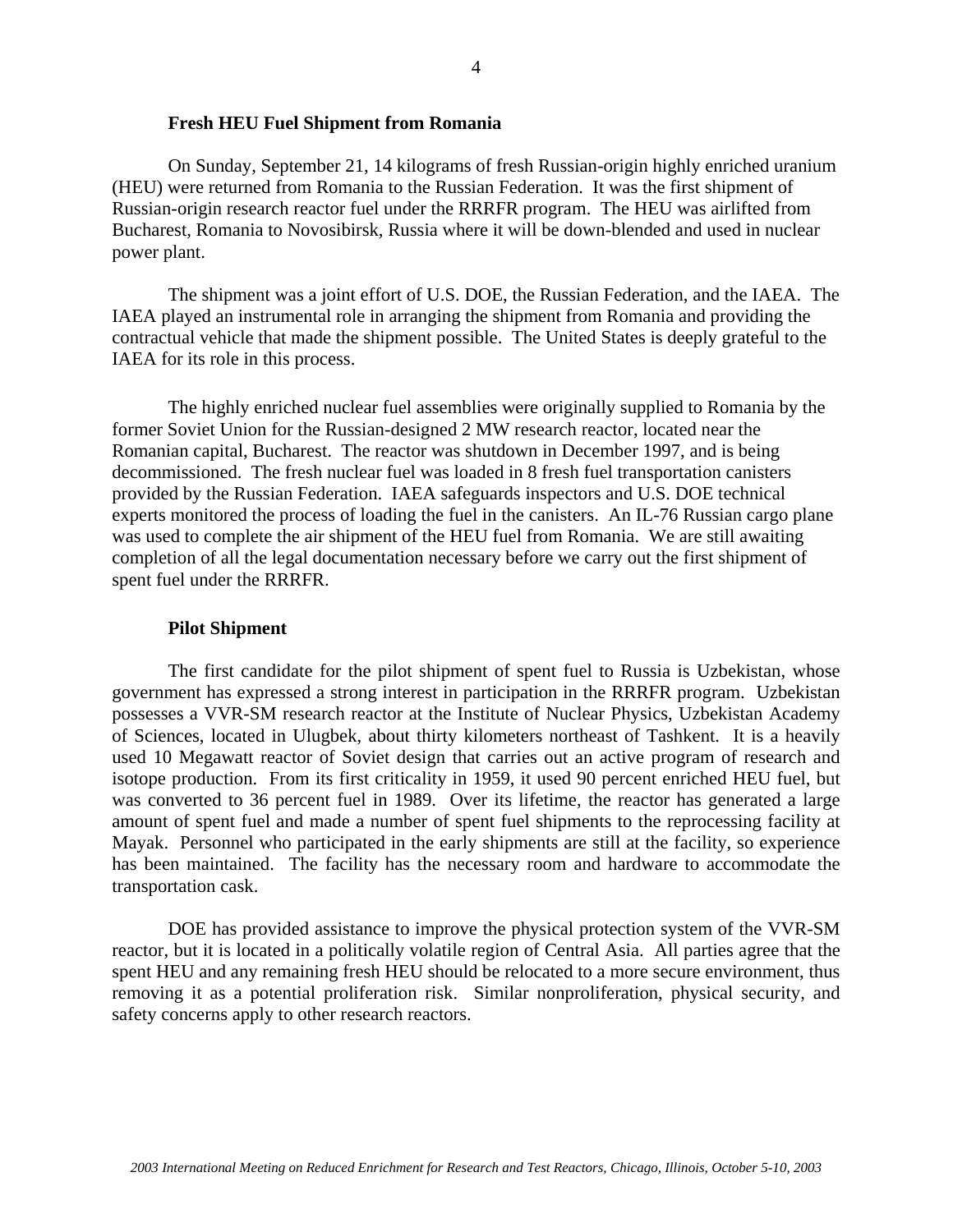### Fresh HEU Fuel Shipment from Romania

On Sunday, September 21, 14 kilograms of fresh Russian-origin highly enriched uranium (HEU) were returned from Romania to the Russian Federation. It was the first shipment of Russian-origin research reactor fuel under the RRRFR program. The HEU was airlifted from Bucharest, Romania to Novosibirsk, Russia where it will be down-blended and used in nuclear power plant.

The shipment was a joint effort of U.S. DOE, the Russian Federation, and the IAEA. The IAEA played an instrumental role in arranging the shipment from Romania and providing the contractual vehicle that made the shipment possible. The United States is deeply grateful to the IAEA for its role in this process.

The highly enriched nuclear fuel assemblies were originally supplied to Romania by the former Soviet Union for the Russian-designed 2 MW research reactor, located near the Romanian capital, Bucharest. The reactor was shutdown in December 1997, and is being decommissioned. The fresh nuclear fuel was loaded in 8 fresh fuel transportation canisters provided by the Russian Federation. IAEA safeguards inspectors and U.S. DOE technical experts monitored the process of loading the fuel in the canisters. An IL-76 Russian cargo plane was used to complete the air shipment of the HEU fuel from Romania. We are still awaiting completion of all the legal documentation necessary before we carry out the first shipment of spent fuel under the RRRFR.

### Pilot Shipment

The first candidate for the pilot shipment of spent fuel to Russia is Uzbekistan, whose government has expressed a strong interest in participation in the RRRFR program. Uzbekistan possesses a VVR-SM research reactor at the Institute of Nuclear Physics, Uzbekistan Academy of Sciences, located in Ulugbek, about thirty kilometers northeast of Tashkent. It is a heavily used 10 Megawatt reactor of Soviet design that carries out an active program of research and isotope production. From its first criticality in 1959, it used 90 percent enriched HEU fuel, but was converted to 36 percent fuel in 1989. Over its lifetime, the reactor has generated a large amount of spent fuel and made a number of spent fuel shipments to the reprocessing facility at Mayak. Personnel who participated in the early shipments are still at the facility, so experience has been maintained. The facility has the necessary room and hardware to accommodate the transportation cask.

DOE has provided assistance to improve the physical protection system of the VVR-SM reactor, but it is located in a politically volatile region of Central Asia. All parties agree that the spent HEU and any remaining fresh HEU should be relocated to a more secure environment, thus removing it as a potential proliferation risk. Similar nonproliferation, physical security, and safety concerns apply to other research reactors.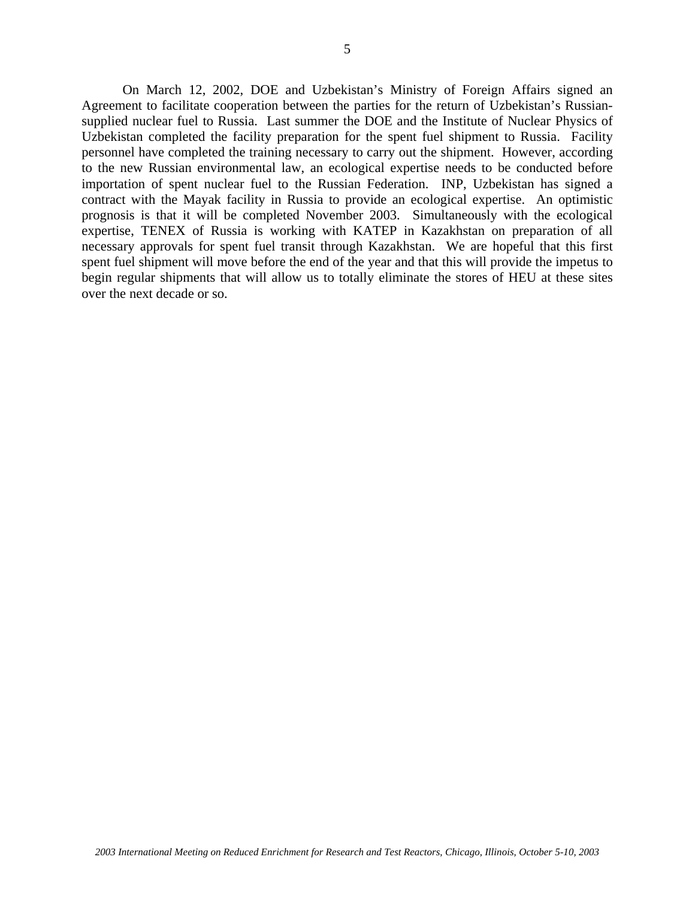On March 12, 2002, DOE and Uzbekistan's Ministry of Foreign Affairs signed an Agreement to facilitate cooperation between the parties for the return of Uzbekistan's Russian-supplied nuclear fuel to Russia. Last summer the DOE and the Institute of Nuclear Physics of Uzbekistan completed the facility preparation for the spent fuel shipment to Russia. Facility personnel have completed the training necessary to carry out the shipment. However, according to the new Russian environmental law, an ecological expertise needs to be conducted before importation of spent nuclear fuel to the Russian Federation. INP, Uzbekistan has signed a contract with the Mayak facility in Russia to provide an ecological expertise. An optimistic prognosis is that it will be completed November 2003. Simultaneously with the ecological expertise, TENEX of Russia is working with KATEP in Kazakhstan on preparation of all necessary approvals for spent fuel transit through Kazakhstan. We are hopeful that this first spent fuel shipment will move before the end of the year and that this will provide the impetus to begin regular shipments that will allow us to totally eliminate the stores of HEU at these sites over the next decade or so.